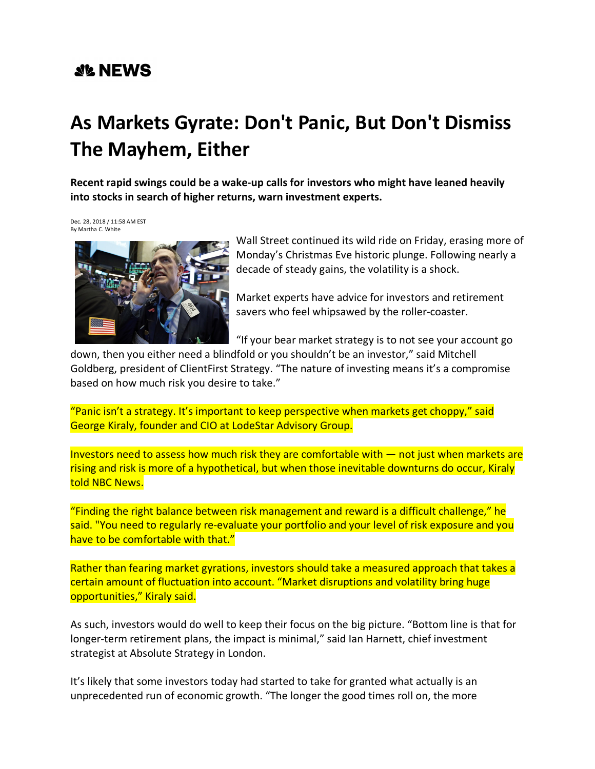NBC NEWS

# As Markets Gyrate: Don't Panic, But Don't Dismiss The Mayhem, Either

**Recent rapid swings could be a wake-up calls for investors who might have leaned heavily into stocks in search of higher returns, warn investment experts.**

Dec. 28, 2018 / 11:58 AM EST
By Martha C. White

Wall Street continued its wild ride on Friday, erasing more of Monday's Christmas Eve historic plunge. Following nearly a decade of steady gains, the volatility is a shock.

Market experts have advice for investors and retirement savers who feel whipsawed by the roller-coaster.

"If your bear market strategy is to not see your account go down, then you either need a blindfold or you shouldn't be an investor," said Mitchell Goldberg, president of ClientFirst Strategy. "The nature of investing means it's a compromise based on how much risk you desire to take."

"Panic isn't a strategy. It's important to keep perspective when markets get choppy," said George Kiraly, founder and CIO at LodeStar Advisory Group.

Investors need to assess how much risk they are comfortable with — not just when markets are rising and risk is more of a hypothetical, but when those inevitable downturns do occur, Kiraly told NBC News.

"Finding the right balance between risk management and reward is a difficult challenge," he said. "You need to regularly re-evaluate your portfolio and your level of risk exposure and you have to be comfortable with that."

Rather than fearing market gyrations, investors should take a measured approach that takes a certain amount of fluctuation into account. "Market disruptions and volatility bring huge opportunities," Kiraly said.

As such, investors would do well to keep their focus on the big picture. "Bottom line is that for longer-term retirement plans, the impact is minimal," said Ian Harnett, chief investment strategist at Absolute Strategy in London.

It's likely that some investors today had started to take for granted what actually is an unprecedented run of economic growth. "The longer the good times roll on, the more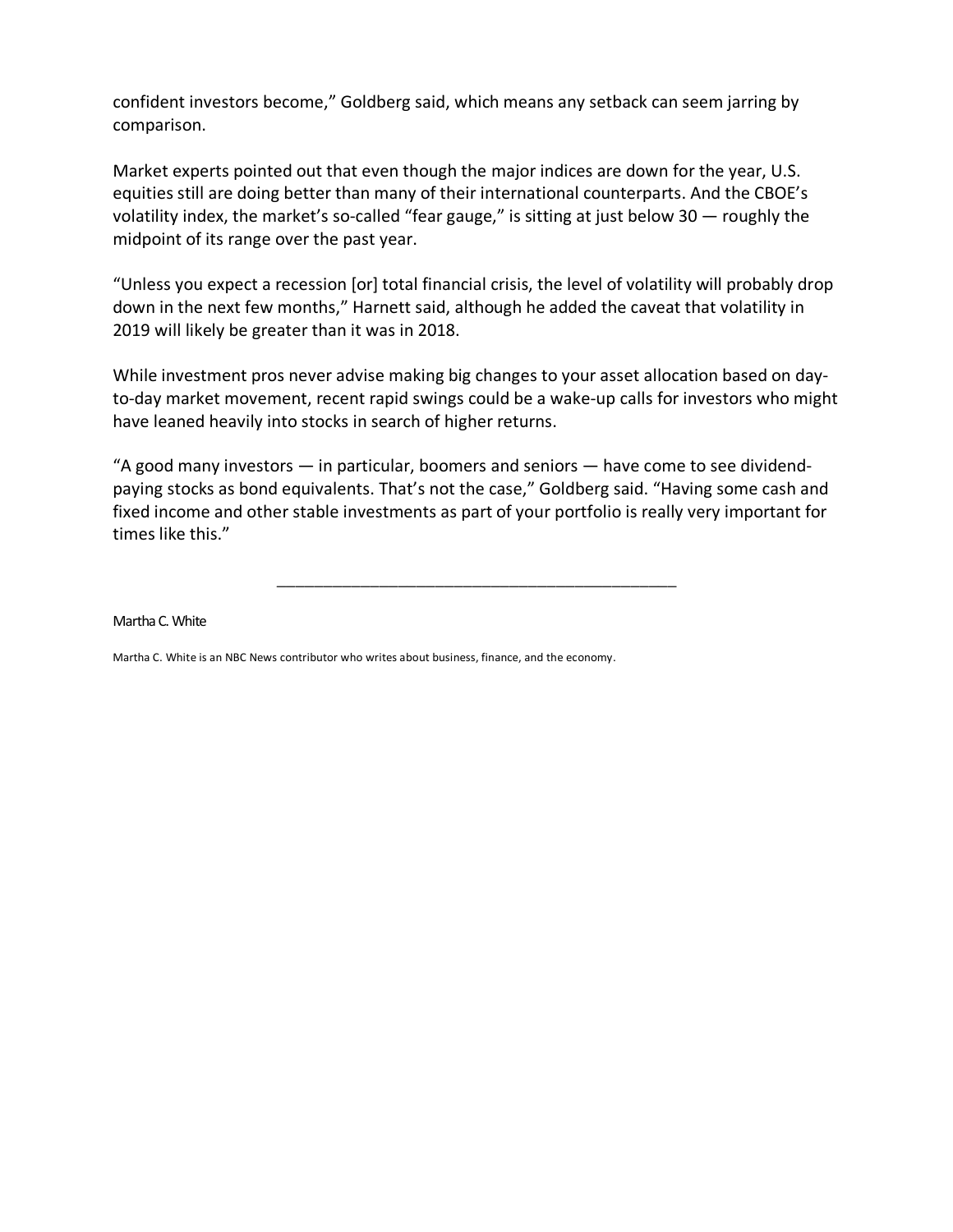confident investors become," Goldberg said, which means any setback can seem jarring by comparison.

Market experts pointed out that even though the major indices are down for the year, U.S. equities still are doing better than many of their international counterparts. And the CBOE's volatility index, the market's so-called "fear gauge," is sitting at just below 30 — roughly the midpoint of its range over the past year.

"Unless you expect a recession [or] total financial crisis, the level of volatility will probably drop down in the next few months," Harnett said, although he added the caveat that volatility in 2019 will likely be greater than it was in 2018.

While investment pros never advise making big changes to your asset allocation based on day-to-day market movement, recent rapid swings could be a wake-up calls for investors who might have leaned heavily into stocks in search of higher returns.

"A good many investors — in particular, boomers and seniors — have come to see dividend-paying stocks as bond equivalents. That's not the case," Goldberg said. "Having some cash and fixed income and other stable investments as part of your portfolio is really very important for times like this."

---

Martha C. White

Martha C. White is an NBC News contributor who writes about business, finance, and the economy.